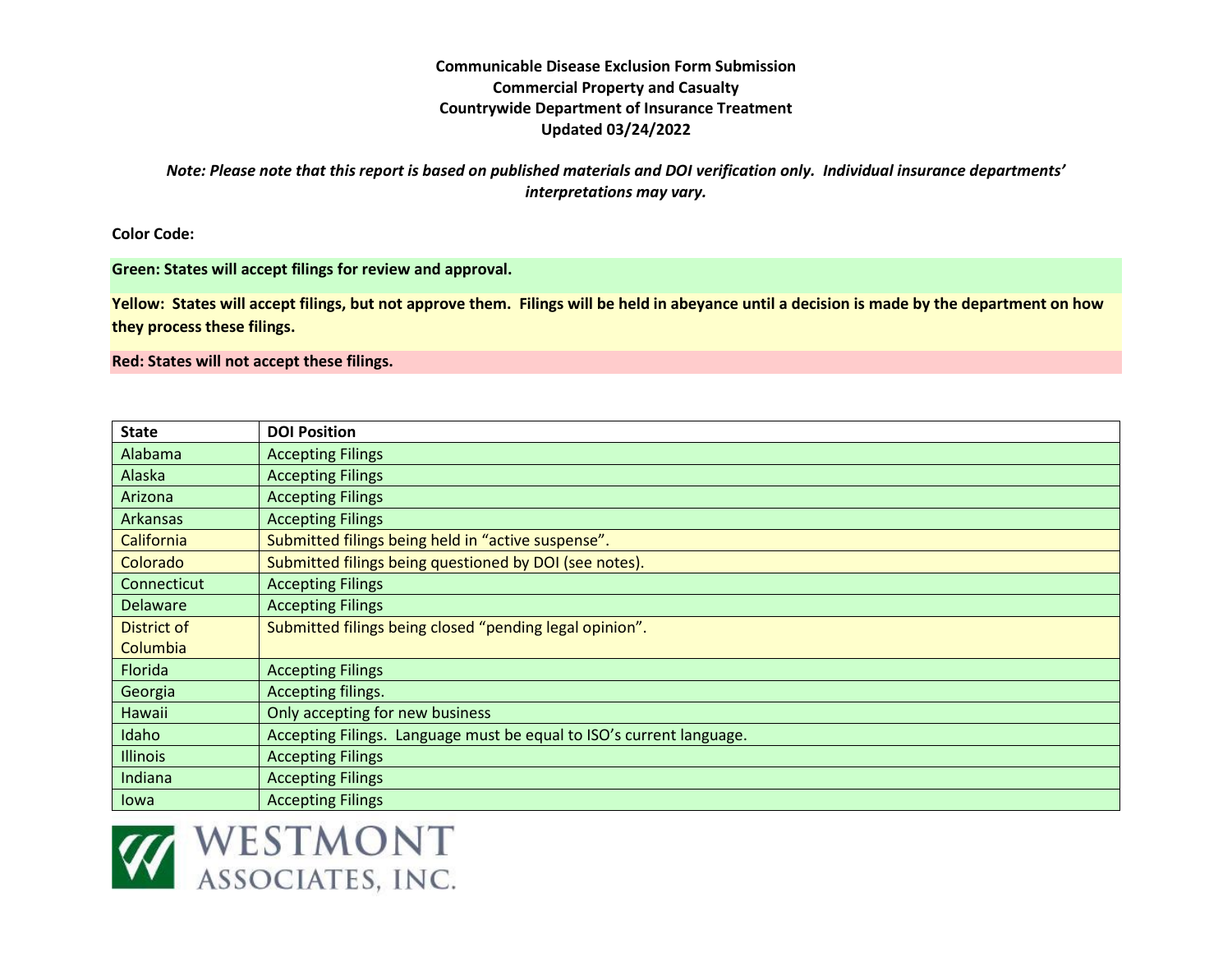**Communicable Disease Exclusion Form Submission**
**Commercial Property and Casualty**
**Countrywide Department of Insurance Treatment**
**Updated 03/24/2022**

***Note: Please note that this report is based on published materials and DOI verification only. Individual insurance departments' interpretations may vary.***

**Color Code:**

**Green: States will accept filings for review and approval.**

**Yellow: States will accept filings, but not approve them. Filings will be held in abeyance until a decision is made by the department on how they process these filings.**

**Red: States will not accept these filings.**

| State | DOI Position |
|---|---|
| Alabama | Accepting Filings |
| Alaska | Accepting Filings |
| Arizona | Accepting Filings |
| Arkansas | Accepting Filings |
| California | Submitted filings being held in "active suspense". |
| Colorado | Submitted filings being questioned by DOI (see notes). |
| Connecticut | Accepting Filings |
| Delaware | Accepting Filings |
| District of Columbia | Submitted filings being closed "pending legal opinion". |
| Florida | Accepting Filings |
| Georgia | Accepting filings. |
| Hawaii | Only accepting for new business |
| Idaho | Accepting Filings. Language must be equal to ISO's current language. |
| Illinois | Accepting Filings |
| Indiana | Accepting Filings |
| Iowa | Accepting Filings |

WESTMONT ASSOCIATES, INC.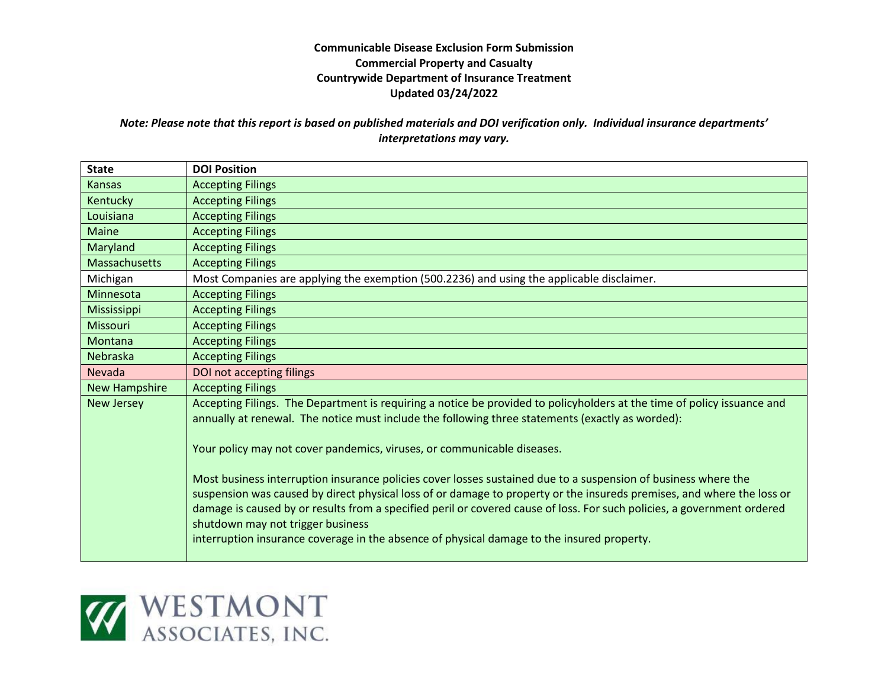**Communicable Disease Exclusion Form Submission**
**Commercial Property and Casualty**
**Countrywide Department of Insurance Treatment**
**Updated 03/24/2022**

***Note: Please note that this report is based on published materials and DOI verification only. Individual insurance departments' interpretations may vary.***

| State | DOI Position |
|---|---|
| Kansas | Accepting Filings |
| Kentucky | Accepting Filings |
| Louisiana | Accepting Filings |
| Maine | Accepting Filings |
| Maryland | Accepting Filings |
| Massachusetts | Accepting Filings |
| Michigan | Most Companies are applying the exemption (500.2236) and using the applicable disclaimer. |
| Minnesota | Accepting Filings |
| Mississippi | Accepting Filings |
| Missouri | Accepting Filings |
| Montana | Accepting Filings |
| Nebraska | Accepting Filings |
| Nevada | DOI not accepting filings |
| New Hampshire | Accepting Filings |
| New Jersey | Accepting Filings. The Department is requiring a notice be provided to policyholders at the time of policy issuance and annually at renewal. The notice must include the following three statements (exactly as worded):<br><br>Your policy may not cover pandemics, viruses, or communicable diseases.<br><br>Most business interruption insurance policies cover losses sustained due to a suspension of business where the suspension was caused by direct physical loss of or damage to property or the insureds premises, and where the loss or damage is caused by or results from a specified peril or covered cause of loss. For such policies, a government ordered shutdown may not trigger business interruption insurance coverage in the absence of physical damage to the insured property. |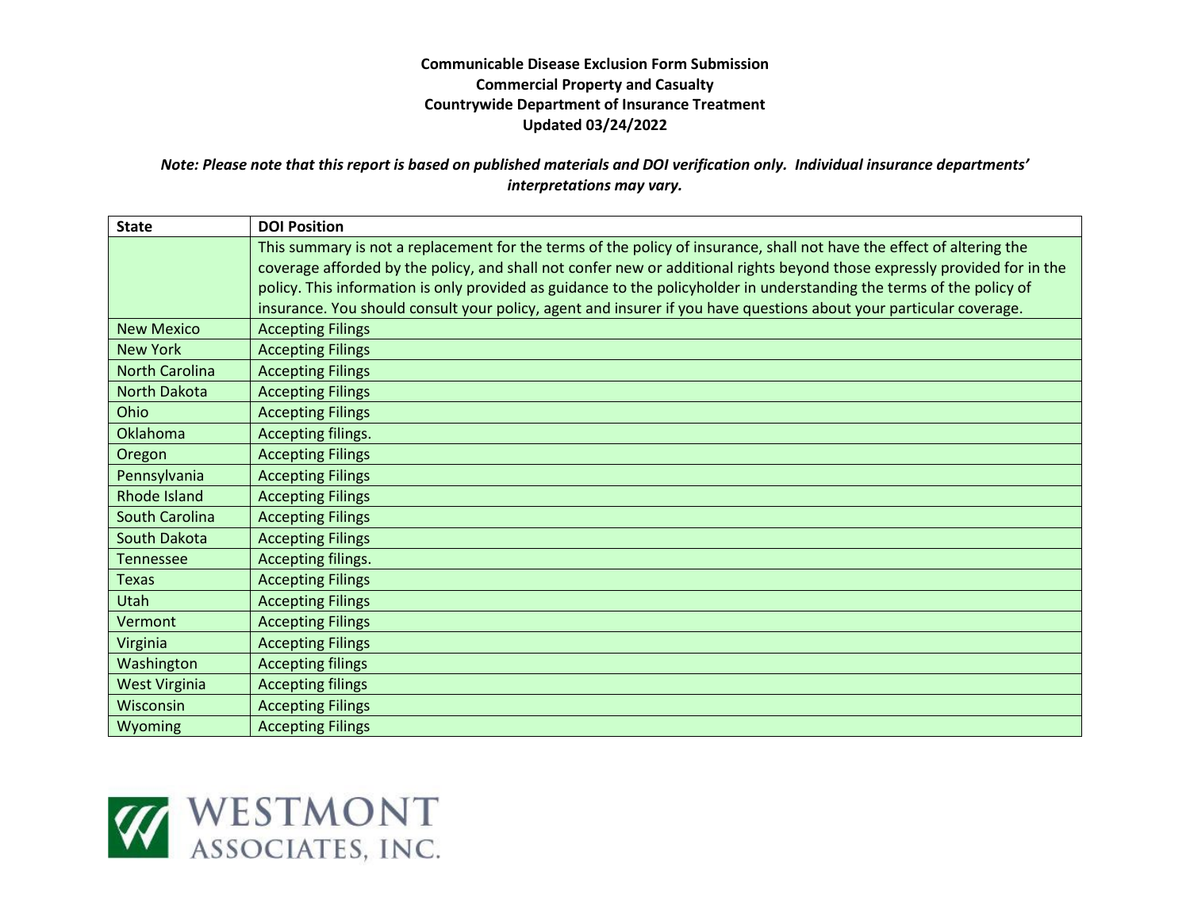**Communicable Disease Exclusion Form Submission**
**Commercial Property and Casualty**
**Countrywide Department of Insurance Treatment**
**Updated 03/24/2022**

***Note: Please note that this report is based on published materials and DOI verification only. Individual insurance departments' interpretations may vary.***

| State | DOI Position |
|---|---|
| | This summary is not a replacement for the terms of the policy of insurance, shall not have the effect of altering the coverage afforded by the policy, and shall not confer new or additional rights beyond those expressly provided for in the policy. This information is only provided as guidance to the policyholder in understanding the terms of the policy of insurance. You should consult your policy, agent and insurer if you have questions about your particular coverage. |
| New Mexico | Accepting Filings |
| New York | Accepting Filings |
| North Carolina | Accepting Filings |
| North Dakota | Accepting Filings |
| Ohio | Accepting Filings |
| Oklahoma | Accepting filings. |
| Oregon | Accepting Filings |
| Pennsylvania | Accepting Filings |
| Rhode Island | Accepting Filings |
| South Carolina | Accepting Filings |
| South Dakota | Accepting Filings |
| Tennessee | Accepting filings. |
| Texas | Accepting Filings |
| Utah | Accepting Filings |
| Vermont | Accepting Filings |
| Virginia | Accepting Filings |
| Washington | Accepting filings |
| West Virginia | Accepting filings |
| Wisconsin | Accepting Filings |
| Wyoming | Accepting Filings |

WESTMONT ASSOCIATES, INC.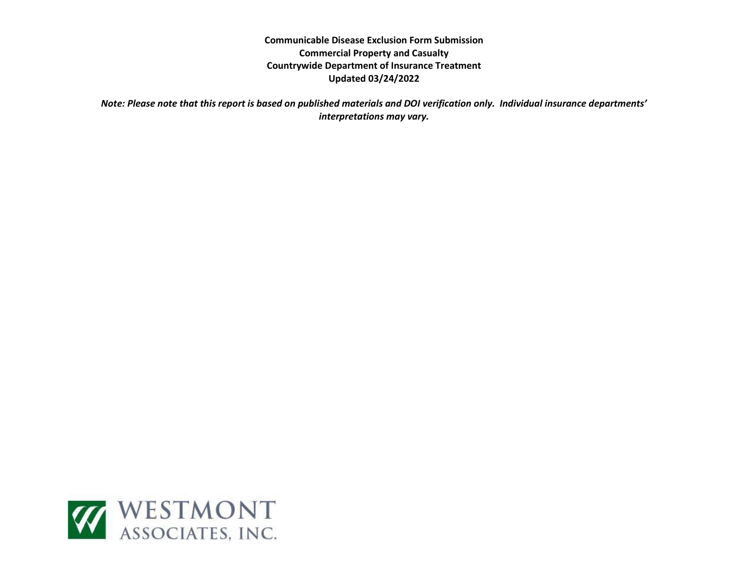**Communicable Disease Exclusion Form Submission**
**Commercial Property and Casualty**
**Countrywide Department of Insurance Treatment**
**Updated 03/24/2022**

***Note: Please note that this report is based on published materials and DOI verification only. Individual insurance departments' interpretations may vary.***

WESTMONT
ASSOCIATES, INC.